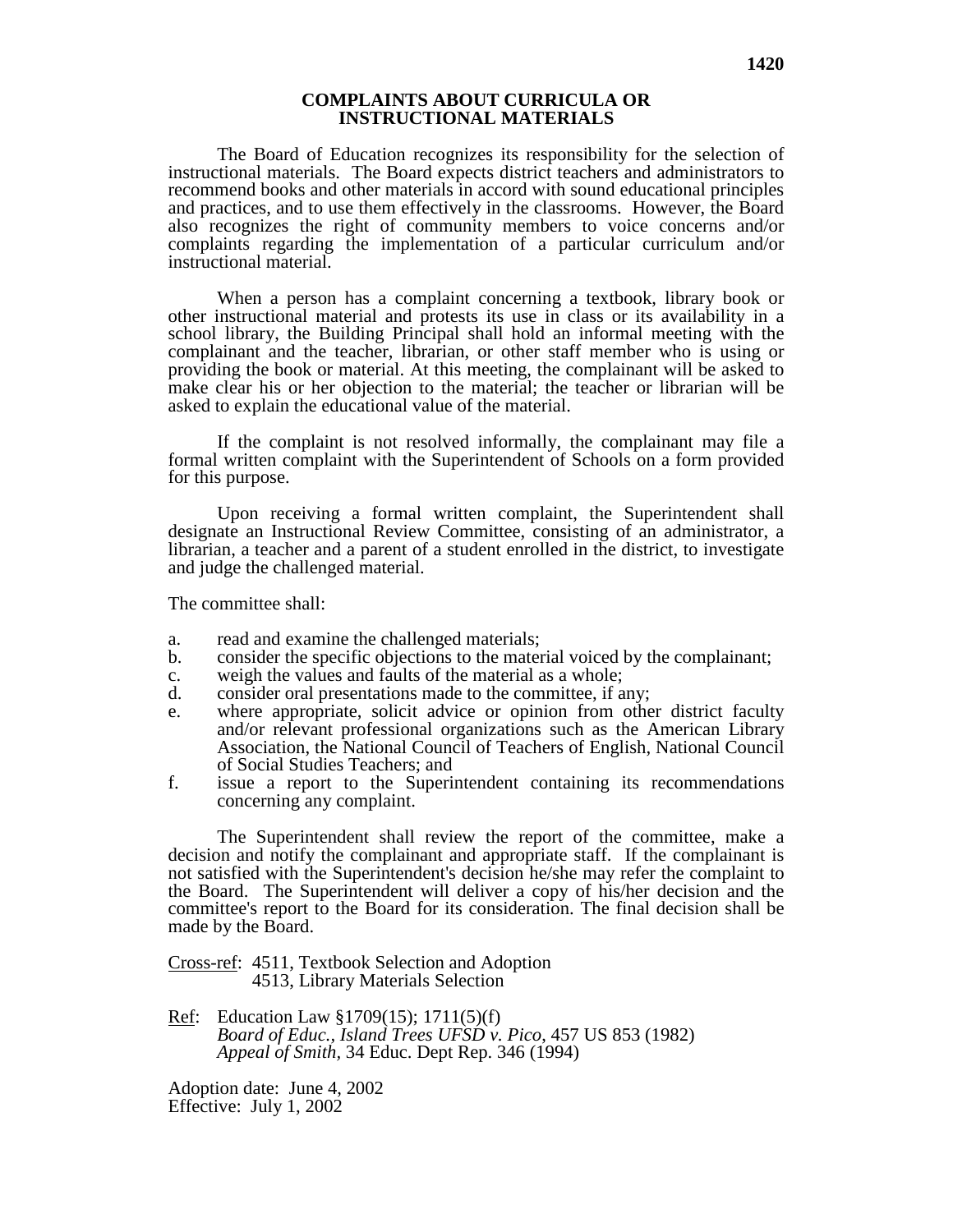# COMPLAINTS ABOUT CURRICULA OR INSTRUCTIONAL MATERIALS

The Board of Education recognizes its responsibility for the selection of instructional materials. The Board expects district teachers and administrators to recommend books and other materials in accord with sound educational principles and practices, and to use them effectively in the classrooms. However, the Board also recognizes the right of community members to voice concerns and/or complaints regarding the implementation of a particular curriculum and/or instructional material.

When a person has a complaint concerning a textbook, library book or other instructional material and protests its use in class or its availability in a school library, the Building Principal shall hold an informal meeting with the complainant and the teacher, librarian, or other staff member who is using or providing the book or material. At this meeting, the complainant will be asked to make clear his or her objection to the material; the teacher or librarian will be asked to explain the educational value of the material.

If the complaint is not resolved informally, the complainant may file a formal written complaint with the Superintendent of Schools on a form provided for this purpose.

Upon receiving a formal written complaint, the Superintendent shall designate an Instructional Review Committee, consisting of an administrator, a librarian, a teacher and a parent of a student enrolled in the district, to investigate and judge the challenged material.

The committee shall:

a. read and examine the challenged materials;
b. consider the specific objections to the material voiced by the complainant;
c. weigh the values and faults of the material as a whole;
d. consider oral presentations made to the committee, if any;
e. where appropriate, solicit advice or opinion from other district faculty and/or relevant professional organizations such as the American Library Association, the National Council of Teachers of English, National Council of Social Studies Teachers; and
f. issue a report to the Superintendent containing its recommendations concerning any complaint.

The Superintendent shall review the report of the committee, make a decision and notify the complainant and appropriate staff. If the complainant is not satisfied with the Superintendent's decision he/she may refer the complaint to the Board. The Superintendent will deliver a copy of his/her decision and the committee's report to the Board for its consideration. The final decision shall be made by the Board.

Cross-ref: 4511, Textbook Selection and Adoption
4513, Library Materials Selection

Ref: Education Law §1709(15); 1711(5)(f)
*Board of Educ., Island Trees UFSD v. Pico*, 457 US 853 (1982)
*Appeal of Smith,* 34 Educ. Dept Rep. 346 (1994)

Adoption date: June 4, 2002
Effective: July 1, 2002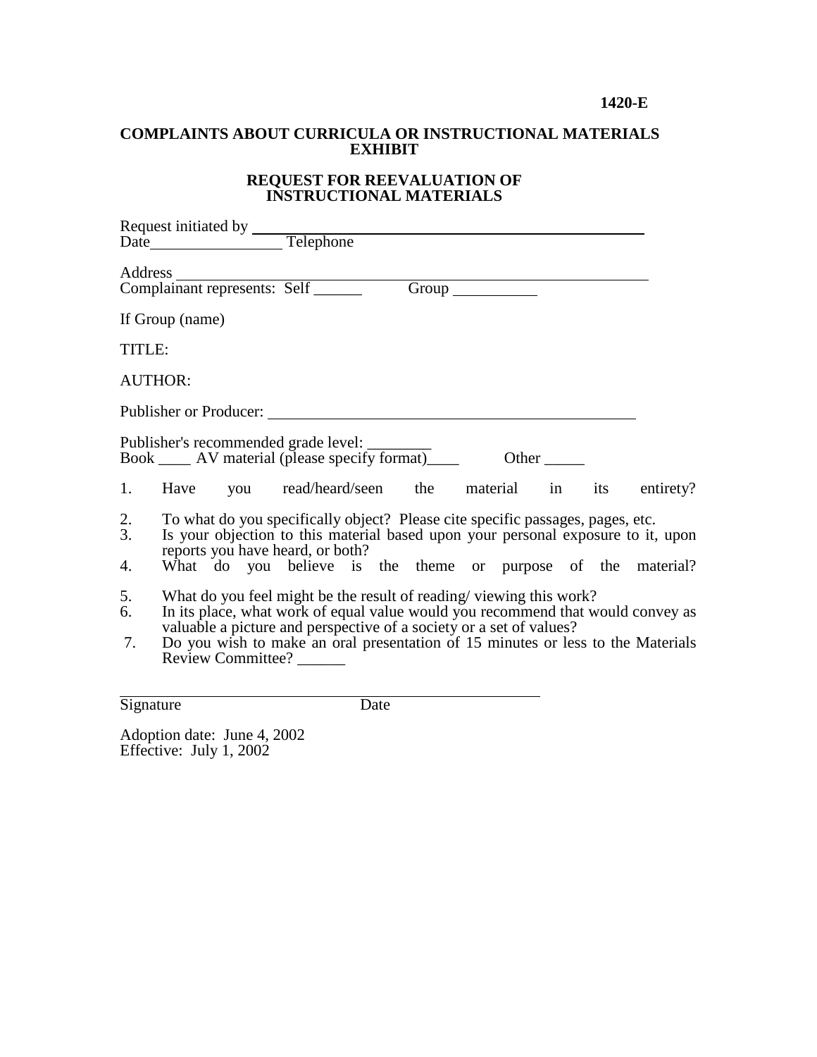**1420-E**

## COMPLAINTS ABOUT CURRICULA OR INSTRUCTIONAL MATERIALS EXHIBIT

### REQUEST FOR REEVALUATION OF INSTRUCTIONAL MATERIALS

Request initiated by ______________________________________________
Date_______________ Telephone

Address ____________________________________________________
Complainant represents: Self ______ Group __________

If Group (name)

TITLE:

AUTHOR:

Publisher or Producer: ___________________________________________

Publisher's recommended grade level: ________
Book ____ AV material (please specify format)____ Other _____

1. Have you read/heard/seen the material in its entirety?
2. To what do you specifically object? Please cite specific passages, pages, etc.
3. Is your objection to this material based upon your personal exposure to it, upon reports you have heard, or both?
4. What do you believe is the theme or purpose of the material?
5. What do you feel might be the result of reading/ viewing this work?
6. In its place, what work of equal value would you recommend that would convey as valuable a picture and perspective of a society or a set of values?
7. Do you wish to make an oral presentation of 15 minutes or less to the Materials Review Committee? ______

______________________________________________
Signature Date

Adoption date: June 4, 2002
Effective: July 1, 2002